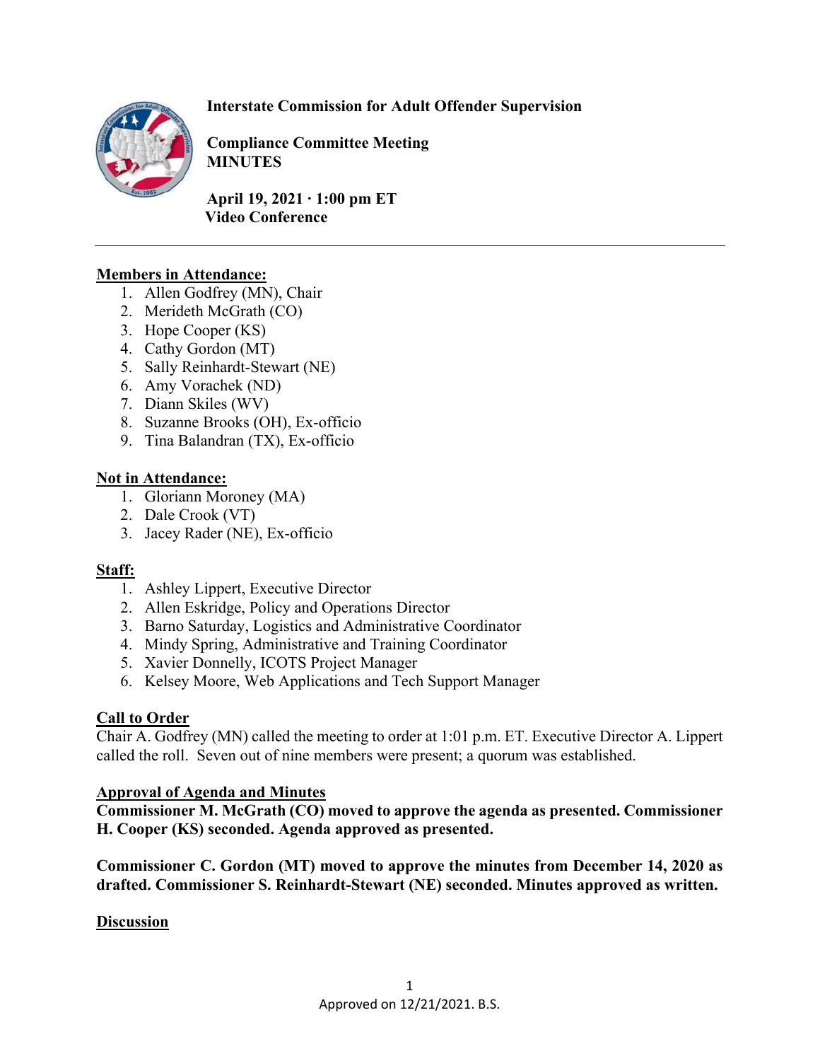**Interstate Commission for Adult Offender Supervision**

**Compliance Committee Meeting**
**MINUTES**

**April 19, 2021 · 1:00 pm ET**
**Video Conference**

---

**Members in Attendance:**

1. Allen Godfrey (MN), Chair
2. Merideth McGrath (CO)
3. Hope Cooper (KS)
4. Cathy Gordon (MT)
5. Sally Reinhardt-Stewart (NE)
6. Amy Vorachek (ND)
7. Diann Skiles (WV)
8. Suzanne Brooks (OH), Ex-officio
9. Tina Balandran (TX), Ex-officio

**Not in Attendance:**

1. Gloriann Moroney (MA)
2. Dale Crook (VT)
3. Jacey Rader (NE), Ex-officio

**Staff:**

1. Ashley Lippert, Executive Director
2. Allen Eskridge, Policy and Operations Director
3. Barno Saturday, Logistics and Administrative Coordinator
4. Mindy Spring, Administrative and Training Coordinator
5. Xavier Donnelly, ICOTS Project Manager
6. Kelsey Moore, Web Applications and Tech Support Manager

**Call to Order**

Chair A. Godfrey (MN) called the meeting to order at 1:01 p.m. ET. Executive Director A. Lippert called the roll. Seven out of nine members were present; a quorum was established.

**Approval of Agenda and Minutes**

**Commissioner M. McGrath (CO) moved to approve the agenda as presented. Commissioner H. Cooper (KS) seconded. Agenda approved as presented.**

**Commissioner C. Gordon (MT) moved to approve the minutes from December 14, 2020 as drafted. Commissioner S. Reinhardt-Stewart (NE) seconded. Minutes approved as written.**

**Discussion**

Approved on 12/21/2021. B.S.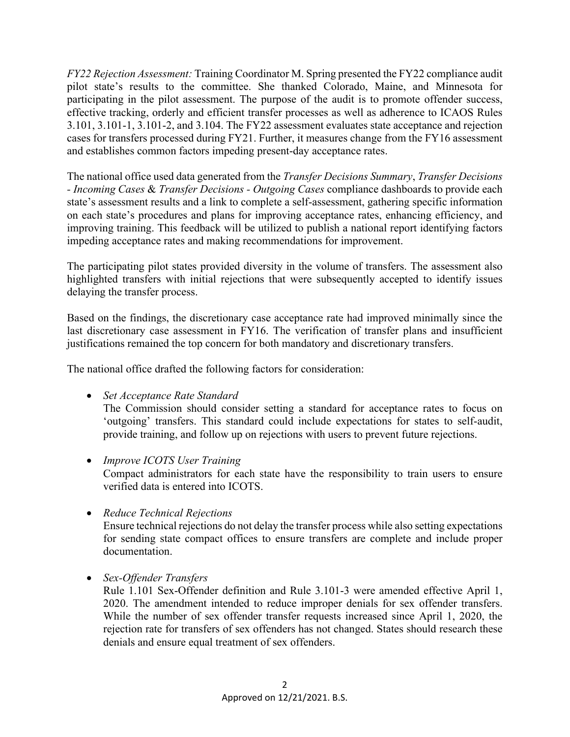*FY22 Rejection Assessment:* Training Coordinator M. Spring presented the FY22 compliance audit pilot state's results to the committee. She thanked Colorado, Maine, and Minnesota for participating in the pilot assessment. The purpose of the audit is to promote offender success, effective tracking, orderly and efficient transfer processes as well as adherence to ICAOS Rules 3.101, 3.101-1, 3.101-2, and 3.104. The FY22 assessment evaluates state acceptance and rejection cases for transfers processed during FY21. Further, it measures change from the FY16 assessment and establishes common factors impeding present-day acceptance rates.

The national office used data generated from the *Transfer Decisions Summary*, *Transfer Decisions - Incoming Cases* & *Transfer Decisions - Outgoing Cases* compliance dashboards to provide each state's assessment results and a link to complete a self-assessment, gathering specific information on each state's procedures and plans for improving acceptance rates, enhancing efficiency, and improving training. This feedback will be utilized to publish a national report identifying factors impeding acceptance rates and making recommendations for improvement.

The participating pilot states provided diversity in the volume of transfers. The assessment also highlighted transfers with initial rejections that were subsequently accepted to identify issues delaying the transfer process.

Based on the findings, the discretionary case acceptance rate had improved minimally since the last discretionary case assessment in FY16. The verification of transfer plans and insufficient justifications remained the top concern for both mandatory and discretionary transfers.

The national office drafted the following factors for consideration:

- *Set Acceptance Rate Standard*
  The Commission should consider setting a standard for acceptance rates to focus on 'outgoing' transfers. This standard could include expectations for states to self-audit, provide training, and follow up on rejections with users to prevent future rejections.

- *Improve ICOTS User Training*
  Compact administrators for each state have the responsibility to train users to ensure verified data is entered into ICOTS.

- *Reduce Technical Rejections*
  Ensure technical rejections do not delay the transfer process while also setting expectations for sending state compact offices to ensure transfers are complete and include proper documentation.

- *Sex-Offender Transfers*
  Rule 1.101 Sex-Offender definition and Rule 3.101-3 were amended effective April 1, 2020. The amendment intended to reduce improper denials for sex offender transfers. While the number of sex offender transfer requests increased since April 1, 2020, the rejection rate for transfers of sex offenders has not changed. States should research these denials and ensure equal treatment of sex offenders.

Approved on 12/21/2021. B.S.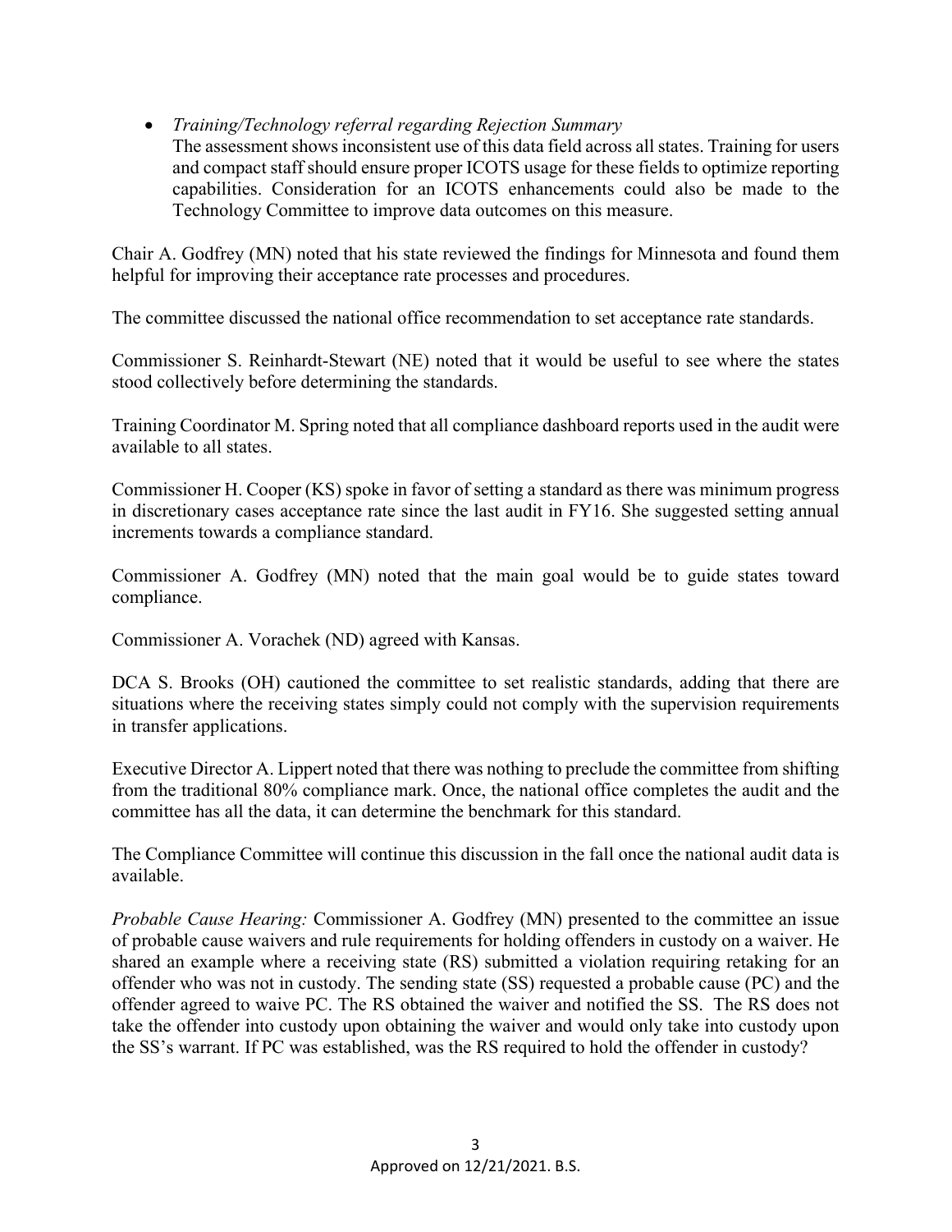- *Training/Technology referral regarding Rejection Summary*
  The assessment shows inconsistent use of this data field across all states. Training for users and compact staff should ensure proper ICOTS usage for these fields to optimize reporting capabilities. Consideration for an ICOTS enhancements could also be made to the Technology Committee to improve data outcomes on this measure.

Chair A. Godfrey (MN) noted that his state reviewed the findings for Minnesota and found them helpful for improving their acceptance rate processes and procedures.

The committee discussed the national office recommendation to set acceptance rate standards.

Commissioner S. Reinhardt-Stewart (NE) noted that it would be useful to see where the states stood collectively before determining the standards.

Training Coordinator M. Spring noted that all compliance dashboard reports used in the audit were available to all states.

Commissioner H. Cooper (KS) spoke in favor of setting a standard as there was minimum progress in discretionary cases acceptance rate since the last audit in FY16. She suggested setting annual increments towards a compliance standard.

Commissioner A. Godfrey (MN) noted that the main goal would be to guide states toward compliance.

Commissioner A. Vorachek (ND) agreed with Kansas.

DCA S. Brooks (OH) cautioned the committee to set realistic standards, adding that there are situations where the receiving states simply could not comply with the supervision requirements in transfer applications.

Executive Director A. Lippert noted that there was nothing to preclude the committee from shifting from the traditional 80% compliance mark. Once, the national office completes the audit and the committee has all the data, it can determine the benchmark for this standard.

The Compliance Committee will continue this discussion in the fall once the national audit data is available.

*Probable Cause Hearing:* Commissioner A. Godfrey (MN) presented to the committee an issue of probable cause waivers and rule requirements for holding offenders in custody on a waiver. He shared an example where a receiving state (RS) submitted a violation requiring retaking for an offender who was not in custody. The sending state (SS) requested a probable cause (PC) and the offender agreed to waive PC. The RS obtained the waiver and notified the SS. The RS does not take the offender into custody upon obtaining the waiver and would only take into custody upon the SS's warrant. If PC was established, was the RS required to hold the offender in custody?

Approved on 12/21/2021. B.S.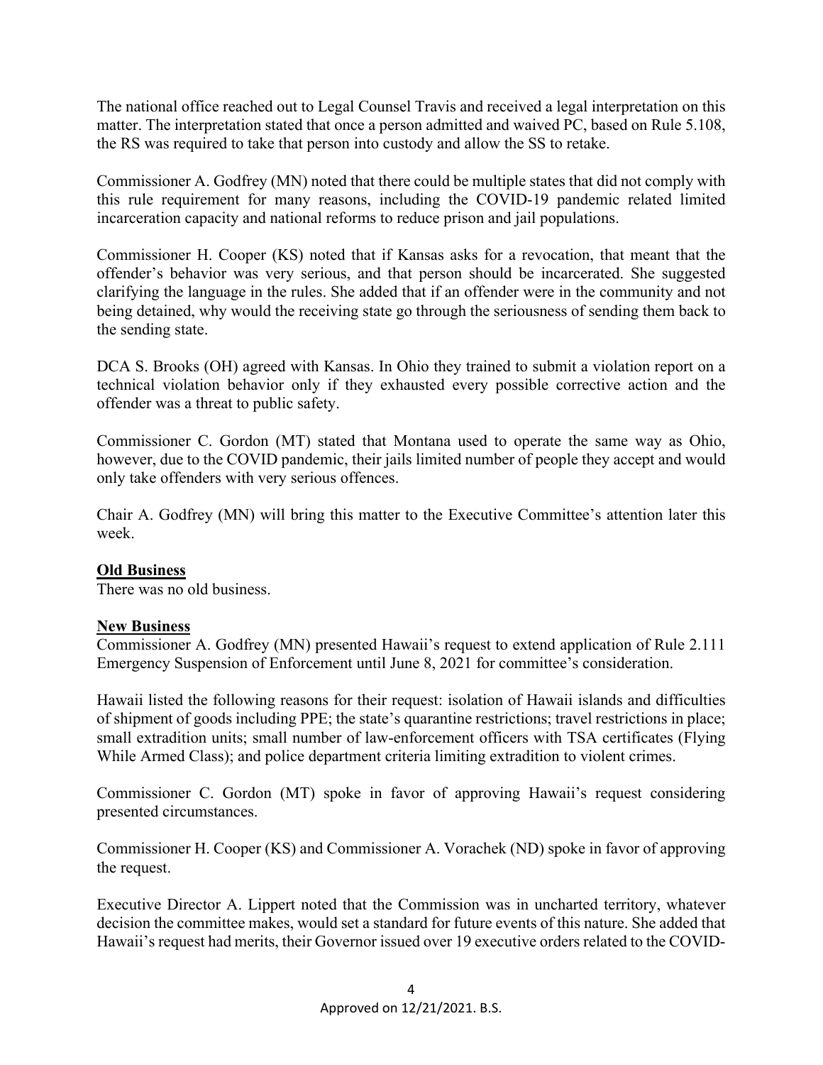The national office reached out to Legal Counsel Travis and received a legal interpretation on this matter. The interpretation stated that once a person admitted and waived PC, based on Rule 5.108, the RS was required to take that person into custody and allow the SS to retake.

Commissioner A. Godfrey (MN) noted that there could be multiple states that did not comply with this rule requirement for many reasons, including the COVID-19 pandemic related limited incarceration capacity and national reforms to reduce prison and jail populations.

Commissioner H. Cooper (KS) noted that if Kansas asks for a revocation, that meant that the offender's behavior was very serious, and that person should be incarcerated. She suggested clarifying the language in the rules. She added that if an offender were in the community and not being detained, why would the receiving state go through the seriousness of sending them back to the sending state.

DCA S. Brooks (OH) agreed with Kansas. In Ohio they trained to submit a violation report on a technical violation behavior only if they exhausted every possible corrective action and the offender was a threat to public safety.

Commissioner C. Gordon (MT) stated that Montana used to operate the same way as Ohio, however, due to the COVID pandemic, their jails limited number of people they accept and would only take offenders with very serious offences.

Chair A. Godfrey (MN) will bring this matter to the Executive Committee's attention later this week.

**Old Business**

There was no old business.

**New Business**

Commissioner A. Godfrey (MN) presented Hawaii's request to extend application of Rule 2.111 Emergency Suspension of Enforcement until June 8, 2021 for committee's consideration.

Hawaii listed the following reasons for their request: isolation of Hawaii islands and difficulties of shipment of goods including PPE; the state's quarantine restrictions; travel restrictions in place; small extradition units; small number of law-enforcement officers with TSA certificates (Flying While Armed Class); and police department criteria limiting extradition to violent crimes.

Commissioner C. Gordon (MT) spoke in favor of approving Hawaii's request considering presented circumstances.

Commissioner H. Cooper (KS) and Commissioner A. Vorachek (ND) spoke in favor of approving the request.

Executive Director A. Lippert noted that the Commission was in uncharted territory, whatever decision the committee makes, would set a standard for future events of this nature. She added that Hawaii's request had merits, their Governor issued over 19 executive orders related to the COVID-

Approved on 12/21/2021. B.S.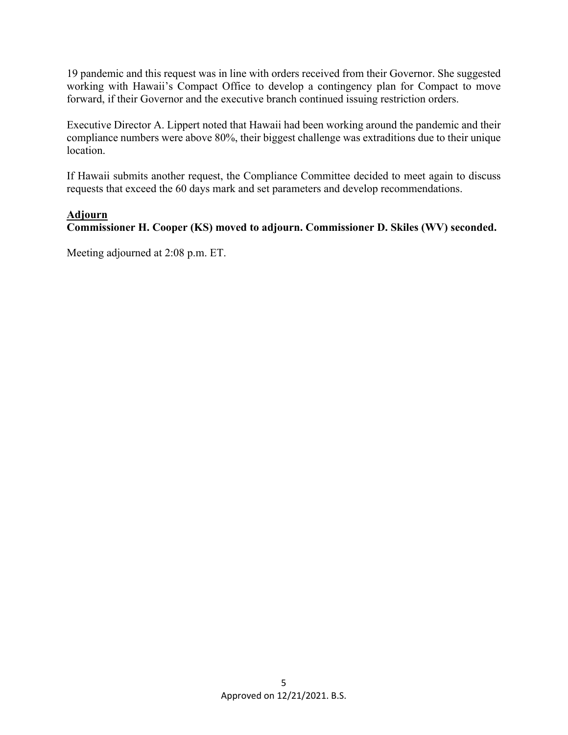19 pandemic and this request was in line with orders received from their Governor. She suggested working with Hawaii's Compact Office to develop a contingency plan for Compact to move forward, if their Governor and the executive branch continued issuing restriction orders.

Executive Director A. Lippert noted that Hawaii had been working around the pandemic and their compliance numbers were above 80%, their biggest challenge was extraditions due to their unique location.

If Hawaii submits another request, the Compliance Committee decided to meet again to discuss requests that exceed the 60 days mark and set parameters and develop recommendations.

**Adjourn**

**Commissioner H. Cooper (KS) moved to adjourn. Commissioner D. Skiles (WV) seconded.**

Meeting adjourned at 2:08 p.m. ET.

Approved on 12/21/2021. B.S.